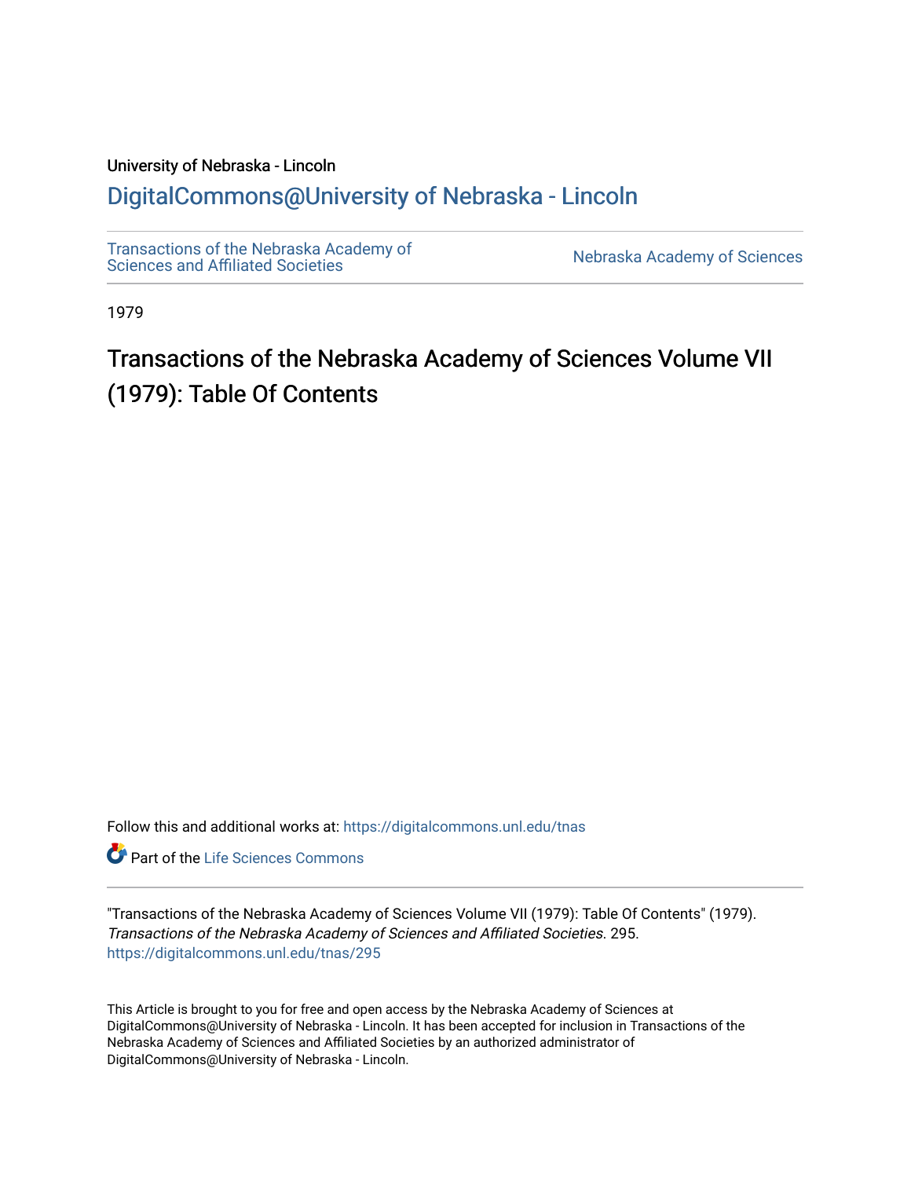University of Nebraska - Lincoln

## DigitalCommons@University of Nebraska - Lincoln

Transactions of the Nebraska Academy of Sciences and Affiliated Societies

Nebraska Academy of Sciences

1979

# Transactions of the Nebraska Academy of Sciences Volume VII (1979): Table Of Contents

Follow this and additional works at: https://digitalcommons.unl.edu/tnas

Part of the Life Sciences Commons

"Transactions of the Nebraska Academy of Sciences Volume VII (1979): Table Of Contents" (1979). *Transactions of the Nebraska Academy of Sciences and Affiliated Societies*. 295.
https://digitalcommons.unl.edu/tnas/295

This Article is brought to you for free and open access by the Nebraska Academy of Sciences at DigitalCommons@University of Nebraska - Lincoln. It has been accepted for inclusion in Transactions of the Nebraska Academy of Sciences and Affiliated Societies by an authorized administrator of DigitalCommons@University of Nebraska - Lincoln.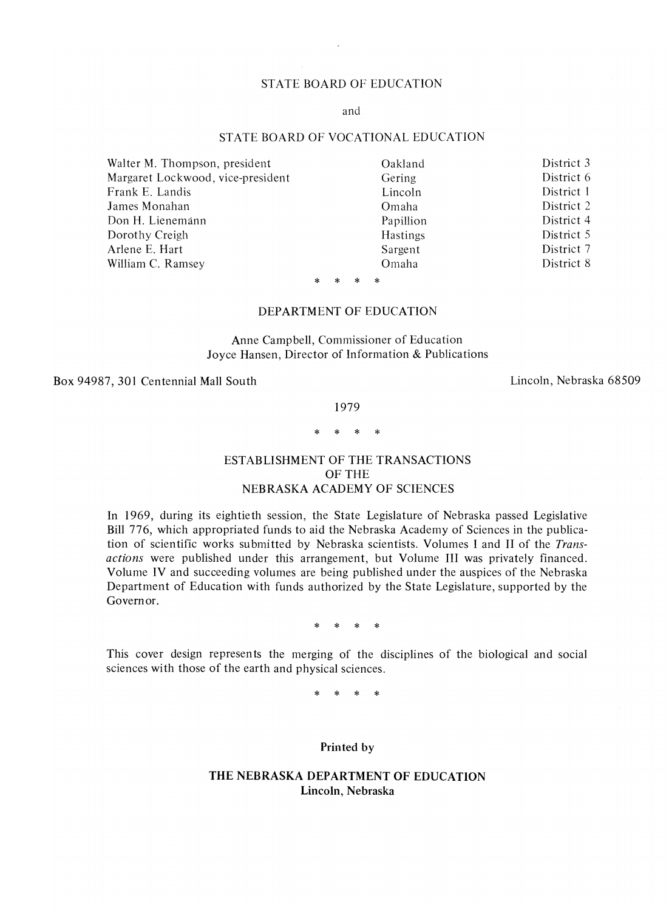## STATE BOARD OF EDUCATION

and

## STATE BOARD OF VOCATIONAL EDUCATION

| | | |
|---|---|---|
| Walter M. Thompson, president | Oakland | District 3 |
| Margaret Lockwood, vice-president | Gering | District 6 |
| Frank E. Landis | Lincoln | District 1 |
| James Monahan | Omaha | District 2 |
| Don H. Lienemánn | Papillion | District 4 |
| Dorothy Creigh | Hastings | District 5 |
| Arlene E. Hart | Sargent | District 7 |
| William C. Ramsey | Omaha | District 8 |

\* \* \* \*

## DEPARTMENT OF EDUCATION

Anne Campbell, Commissioner of Education
Joyce Hansen, Director of Information & Publications

Box 94987, 301 Centennial Mall South — Lincoln, Nebraska 68509

1979

\* \* \* \*

## ESTABLISHMENT OF THE TRANSACTIONS OF THE NEBRASKA ACADEMY OF SCIENCES

In 1969, during its eightieth session, the State Legislature of Nebraska passed Legislative Bill 776, which appropriated funds to aid the Nebraska Academy of Sciences in the publication of scientific works submitted by Nebraska scientists. Volumes I and II of the *Transactions* were published under this arrangement, but Volume III was privately financed. Volume IV and succeeding volumes are being published under the auspices of the Nebraska Department of Education with funds authorized by the State Legislature, supported by the Governor.

\* \* \* \*

This cover design represents the merging of the disciplines of the biological and social sciences with those of the earth and physical sciences.

\* \* \* \*

**Printed by**

**THE NEBRASKA DEPARTMENT OF EDUCATION**
**Lincoln, Nebraska**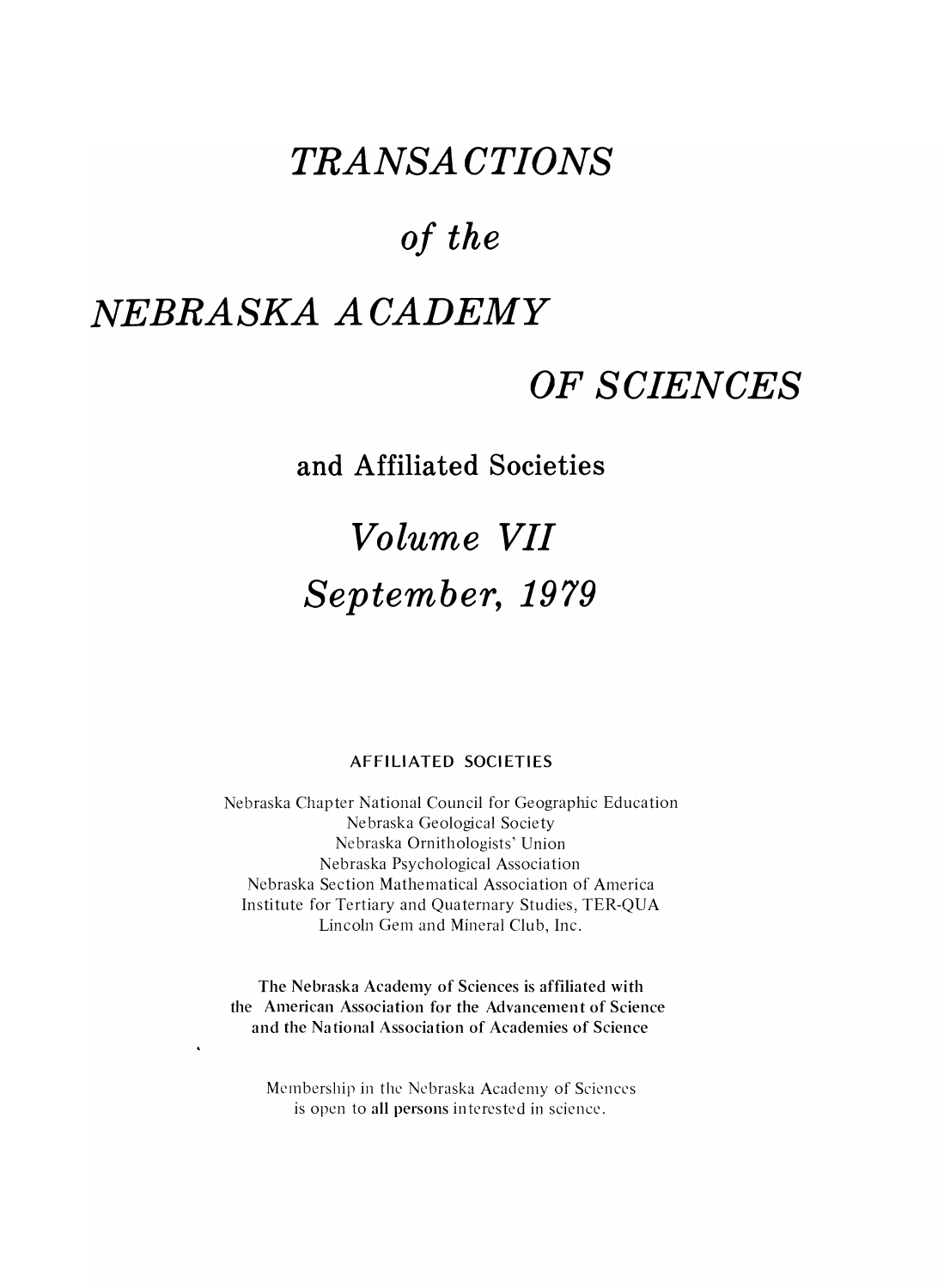# *TRANSACTIONS*

# *of the*

# *NEBRASKA ACADEMY*

# *OF SCIENCES*

## and Affiliated Societies

## *Volume VII*

## *September, 1979*

AFFILIATED SOCIETIES

Nebraska Chapter National Council for Geographic Education
Nebraska Geological Society
Nebraska Ornithologists' Union
Nebraska Psychological Association
Nebraska Section Mathematical Association of America
Institute for Tertiary and Quaternary Studies, TER-QUA
Lincoln Gem and Mineral Club, Inc.

The Nebraska Academy of Sciences is affiliated with
the American Association for the Advancement of Science
and the National Association of Academies of Science

Membership in the Nebraska Academy of Sciences
is open to all persons interested in science.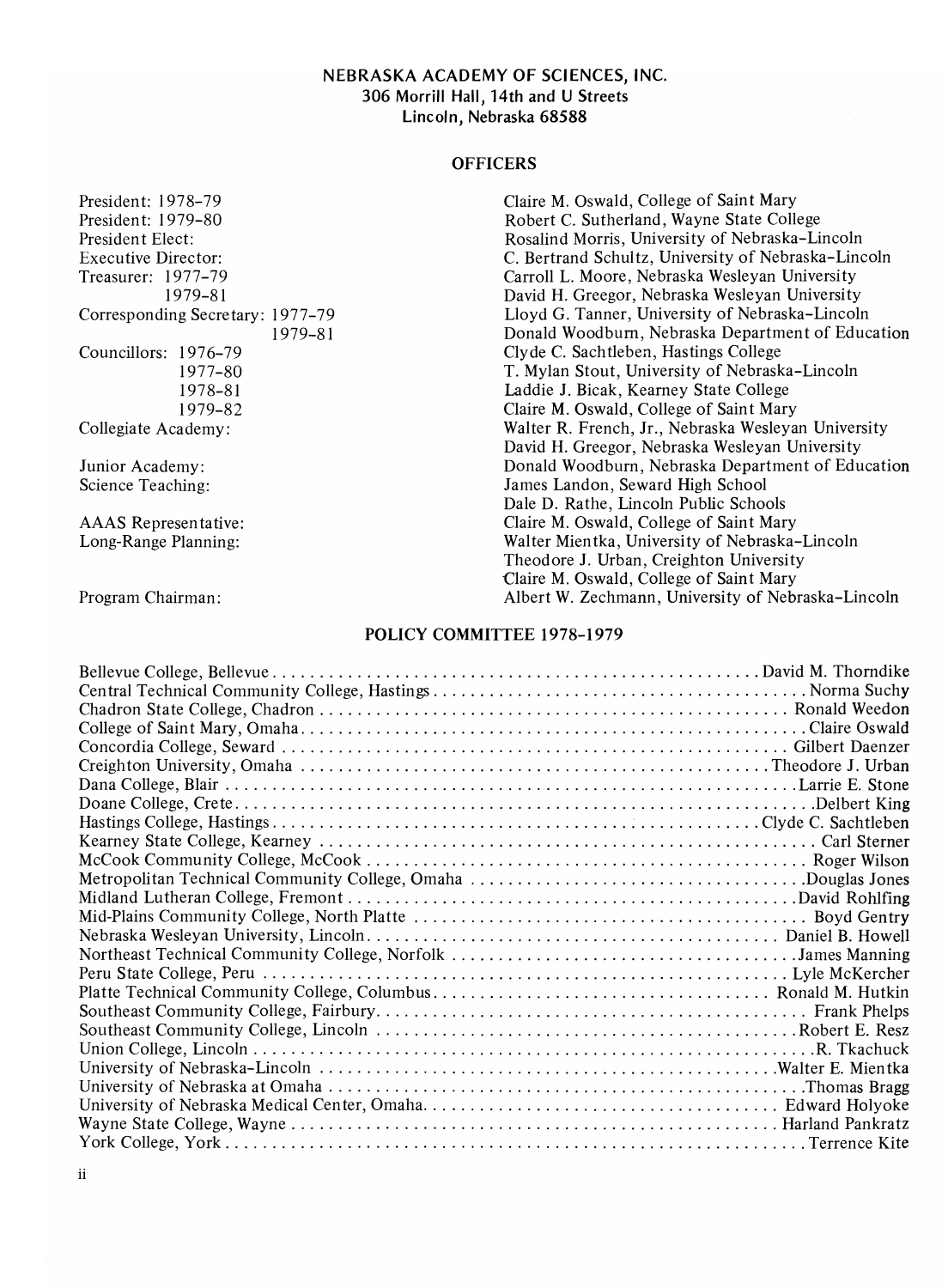# NEBRASKA ACADEMY OF SCIENCES, INC.

**306 Morrill Hall, 14th and U Streets**
**Lincoln, Nebraska 68588**

## OFFICERS

| | |
|---|---|
| President: 1978–79 | Claire M. Oswald, College of Saint Mary |
| President: 1979–80 | Robert C. Sutherland, Wayne State College |
| President Elect: | Rosalind Morris, University of Nebraska–Lincoln |
| Executive Director: | C. Bertrand Schultz, University of Nebraska–Lincoln |
| Treasurer: 1977–79 | Carroll L. Moore, Nebraska Wesleyan University |
| 1979–81 | David H. Greegor, Nebraska Wesleyan University |
| Corresponding Secretary: 1977–79 | Lloyd G. Tanner, University of Nebraska–Lincoln |
| 1979–81 | Donald Woodburn, Nebraska Department of Education |
| Councillors: 1976–79 | Clyde C. Sachtleben, Hastings College |
| 1977–80 | T. Mylan Stout, University of Nebraska–Lincoln |
| 1978–81 | Laddie J. Bicak, Kearney State College |
| 1979–82 | Claire M. Oswald, College of Saint Mary |
| Collegiate Academy: | Walter R. French, Jr., Nebraska Wesleyan University |
| | David H. Greegor, Nebraska Wesleyan University |
| Junior Academy: | Donald Woodburn, Nebraska Department of Education |
| Science Teaching: | James Landon, Seward High School |
| | Dale D. Rathe, Lincoln Public Schools |
| AAAS Representative: | Claire M. Oswald, College of Saint Mary |
| Long-Range Planning: | Walter Mientka, University of Nebraska–Lincoln |
| | Theodore J. Urban, Creighton University |
| | Claire M. Oswald, College of Saint Mary |
| Program Chairman: | Albert W. Zechmann, University of Nebraska–Lincoln |

## POLICY COMMITTEE 1978–1979

| | |
|---|---|
| Bellevue College, Bellevue | David M. Thorndike |
| Central Technical Community College, Hastings | Norma Suchy |
| Chadron State College, Chadron | Ronald Weedon |
| College of Saint Mary, Omaha | Claire Oswald |
| Concordia College, Seward | Gilbert Daenzer |
| Creighton University, Omaha | Theodore J. Urban |
| Dana College, Blair | Larrie E. Stone |
| Doane College, Crete | Delbert King |
| Hastings College, Hastings | Clyde C. Sachtleben |
| Kearney State College, Kearney | Carl Sterner |
| McCook Community College, McCook | Roger Wilson |
| Metropolitan Technical Community College, Omaha | Douglas Jones |
| Midland Lutheran College, Fremont | David Rohlfing |
| Mid-Plains Community College, North Platte | Boyd Gentry |
| Nebraska Wesleyan University, Lincoln | Daniel B. Howell |
| Northeast Technical Community College, Norfolk | James Manning |
| Peru State College, Peru | Lyle McKercher |
| Platte Technical Community College, Columbus | Ronald M. Hutkin |
| Southeast Community College, Fairbury | Frank Phelps |
| Southeast Community College, Lincoln | Robert E. Resz |
| Union College, Lincoln | R. Tkachuck |
| University of Nebraska–Lincoln | Walter E. Mientka |
| University of Nebraska at Omaha | Thomas Bragg |
| University of Nebraska Medical Center, Omaha | Edward Holyoke |
| Wayne State College, Wayne | Harland Pankratz |
| York College, York | Terrence Kite |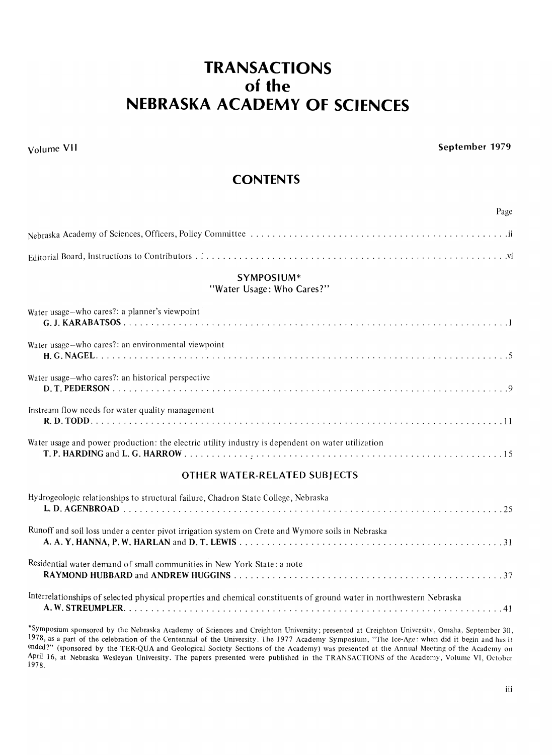# TRANSACTIONS of the NEBRASKA ACADEMY OF SCIENCES

Volume VII

September 1979

## CONTENTS

Page

Nebraska Academy of Sciences, Officers, Policy Committee . . . . . . . . . . . . . . . . . . . . . . . . . . . . . . . . . . . . . . . . . . . . . . ii

Editorial Board, Instructions to Contributors . . . . . . . . . . . . . . . . . . . . . . . . . . . . . . . . . . . . . . . . . . . . . . . . . . . . . . . vi

### SYMPOSIUM*
### "Water Usage: Who Cares?"

Water usage–who cares?: a planner's viewpoint
**G. J. KARABATSOS** . . . . . . . . . . . . . . . . . . . . . . . . . . . . . . . . . . . . . . . . . . . . . . . . . . . . . . . . . . . . . . . . . . . . . . . . . . 1

Water usage–who cares?: an environmental viewpoint
**H. G. NAGEL** . . . . . . . . . . . . . . . . . . . . . . . . . . . . . . . . . . . . . . . . . . . . . . . . . . . . . . . . . . . . . . . . . . . . . . . . . . . . . 5

Water usage–who cares?: an historical perspective
**D. T. PEDERSON** . . . . . . . . . . . . . . . . . . . . . . . . . . . . . . . . . . . . . . . . . . . . . . . . . . . . . . . . . . . . . . . . . . . . . . . . . . 9

Instream flow needs for water quality management
**R. D. TODD** . . . . . . . . . . . . . . . . . . . . . . . . . . . . . . . . . . . . . . . . . . . . . . . . . . . . . . . . . . . . . . . . . . . . . . . . . . . . . 11

Water usage and power production: the electric utility industry is dependent on water utilization
**T. P. HARDING** and **L. G. HARROW** . . . . . . . . . . . . . . . . . . . . . . . . . . . . . . . . . . . . . . . . . . . . . . . . . . . . . . . . . 15

### OTHER WATER-RELATED SUBJECTS

Hydrogeologic relationships to structural failure, Chadron State College, Nebraska
**L. D. AGENBROAD** . . . . . . . . . . . . . . . . . . . . . . . . . . . . . . . . . . . . . . . . . . . . . . . . . . . . . . . . . . . . . . . . . . . . . . . 25

Runoff and soil loss under a center pivot irrigation system on Crete and Wymore soils in Nebraska
**A. A. Y. HANNA, P. W. HARLAN** and **D. T. LEWIS** . . . . . . . . . . . . . . . . . . . . . . . . . . . . . . . . . . . . . . . . . . . . . . 31

Residential water demand of small communities in New York State: a note
**RAYMOND HUBBARD** and **ANDREW HUGGINS** . . . . . . . . . . . . . . . . . . . . . . . . . . . . . . . . . . . . . . . . . . . . . . . 37

Interrelationships of selected physical properties and chemical constituents of ground water in northwestern Nebraska
**A. W. STREUMPLER** . . . . . . . . . . . . . . . . . . . . . . . . . . . . . . . . . . . . . . . . . . . . . . . . . . . . . . . . . . . . . . . . . . . . . . 41

*Symposium sponsored by the Nebraska Academy of Sciences and Creighton University; presented at Creighton University, Omaha, September 30, 1978, as a part of the celebration of the Centennial of the University. The 1977 Academy Symposium, "The Ice-Age: when did it begin and has it ended?" (sponsored by the TER-QUA and Geological Society Sections of the Academy) was presented at the Annual Meeting of the Academy on April 16, at Nebraska Wesleyan University. The papers presented were published in the TRANSACTIONS of the Academy, Volume VI, October 1978.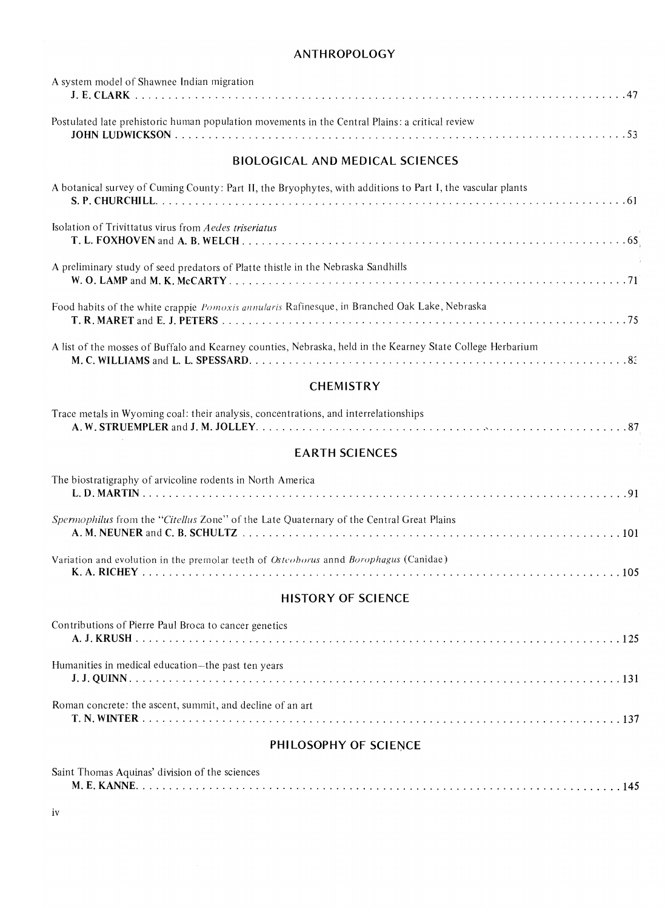## ANTHROPOLOGY

A system model of Shawnee Indian migration
**J. E. CLARK** . . . . . . . . . . . . . . . . . . . . . . . . . . . . . . . . . . . . . . . . . . . . . . . . . . . . . . . . . . . . . . . . . . . . . . 47

Postulated late prehistoric human population movements in the Central Plains: a critical review
**JOHN LUDWICKSON** . . . . . . . . . . . . . . . . . . . . . . . . . . . . . . . . . . . . . . . . . . . . . . . . . . . . . . . . . . . . . . . 53

## BIOLOGICAL AND MEDICAL SCIENCES

A botanical survey of Cuming County: Part II, the Bryophytes, with additions to Part I, the vascular plants
**S. P. CHURCHILL** . . . . . . . . . . . . . . . . . . . . . . . . . . . . . . . . . . . . . . . . . . . . . . . . . . . . . . . . . . . . . . . . . . . 61

Isolation of Trivittatus virus from *Aedes triseriatus*
**T. L. FOXHOVEN** and **A. B. WELCH** . . . . . . . . . . . . . . . . . . . . . . . . . . . . . . . . . . . . . . . . . . . . . . . . . . . . . 65

A preliminary study of seed predators of Platte thistle in the Nebraska Sandhills
**W. O. LAMP** and **M. K. McCARTY** . . . . . . . . . . . . . . . . . . . . . . . . . . . . . . . . . . . . . . . . . . . . . . . . . . . . . . 71

Food habits of the white crappie *Pomoxis annularis* Rafinesque, in Branched Oak Lake, Nebraska
**T. R. MARET** and **E. J. PETERS** . . . . . . . . . . . . . . . . . . . . . . . . . . . . . . . . . . . . . . . . . . . . . . . . . . . . . . . . 75

A list of the mosses of Buffalo and Kearney counties, Nebraska, held in the Kearney State College Herbarium
**M. C. WILLIAMS** and **L. L. SPESSARD** . . . . . . . . . . . . . . . . . . . . . . . . . . . . . . . . . . . . . . . . . . . . . . . . . . . 83

## CHEMISTRY

Trace metals in Wyoming coal: their analysis, concentrations, and interrelationships
**A. W. STRUEMPLER** and **J. M. JOLLEY** . . . . . . . . . . . . . . . . . . . . . . . . . . . . . . . . . . . . . . . . . . . . . . . . . . 87

## EARTH SCIENCES

The biostratigraphy of arvicoline rodents in North America
**L. D. MARTIN** . . . . . . . . . . . . . . . . . . . . . . . . . . . . . . . . . . . . . . . . . . . . . . . . . . . . . . . . . . . . . . . . . . . . . 91

*Spermophilus* from the "*Citellus* Zone" of the Late Quaternary of the Central Great Plains
**A. M. NEUNER** and **C. B. SCHULTZ** . . . . . . . . . . . . . . . . . . . . . . . . . . . . . . . . . . . . . . . . . . . . . . . . . . . . . 101

Variation and evolution in the premolar teeth of *Osteoborus* annd *Borophagus* (Canidae)
**K. A. RICHEY** . . . . . . . . . . . . . . . . . . . . . . . . . . . . . . . . . . . . . . . . . . . . . . . . . . . . . . . . . . . . . . . . . . . . 105

## HISTORY OF SCIENCE

Contributions of Pierre Paul Broca to cancer genetics
**A. J. KRUSH** . . . . . . . . . . . . . . . . . . . . . . . . . . . . . . . . . . . . . . . . . . . . . . . . . . . . . . . . . . . . . . . . . . . . . 125

Humanities in medical education—the past ten years
**J. J. QUINN** . . . . . . . . . . . . . . . . . . . . . . . . . . . . . . . . . . . . . . . . . . . . . . . . . . . . . . . . . . . . . . . . . . . . . 131

Roman concrete: the ascent, summit, and decline of an art
**T. N. WINTER** . . . . . . . . . . . . . . . . . . . . . . . . . . . . . . . . . . . . . . . . . . . . . . . . . . . . . . . . . . . . . . . . . . . . 137

## PHILOSOPHY OF SCIENCE

Saint Thomas Aquinas' division of the sciences
**M. E. KANNE** . . . . . . . . . . . . . . . . . . . . . . . . . . . . . . . . . . . . . . . . . . . . . . . . . . . . . . . . . . . . . . . . . . . . 145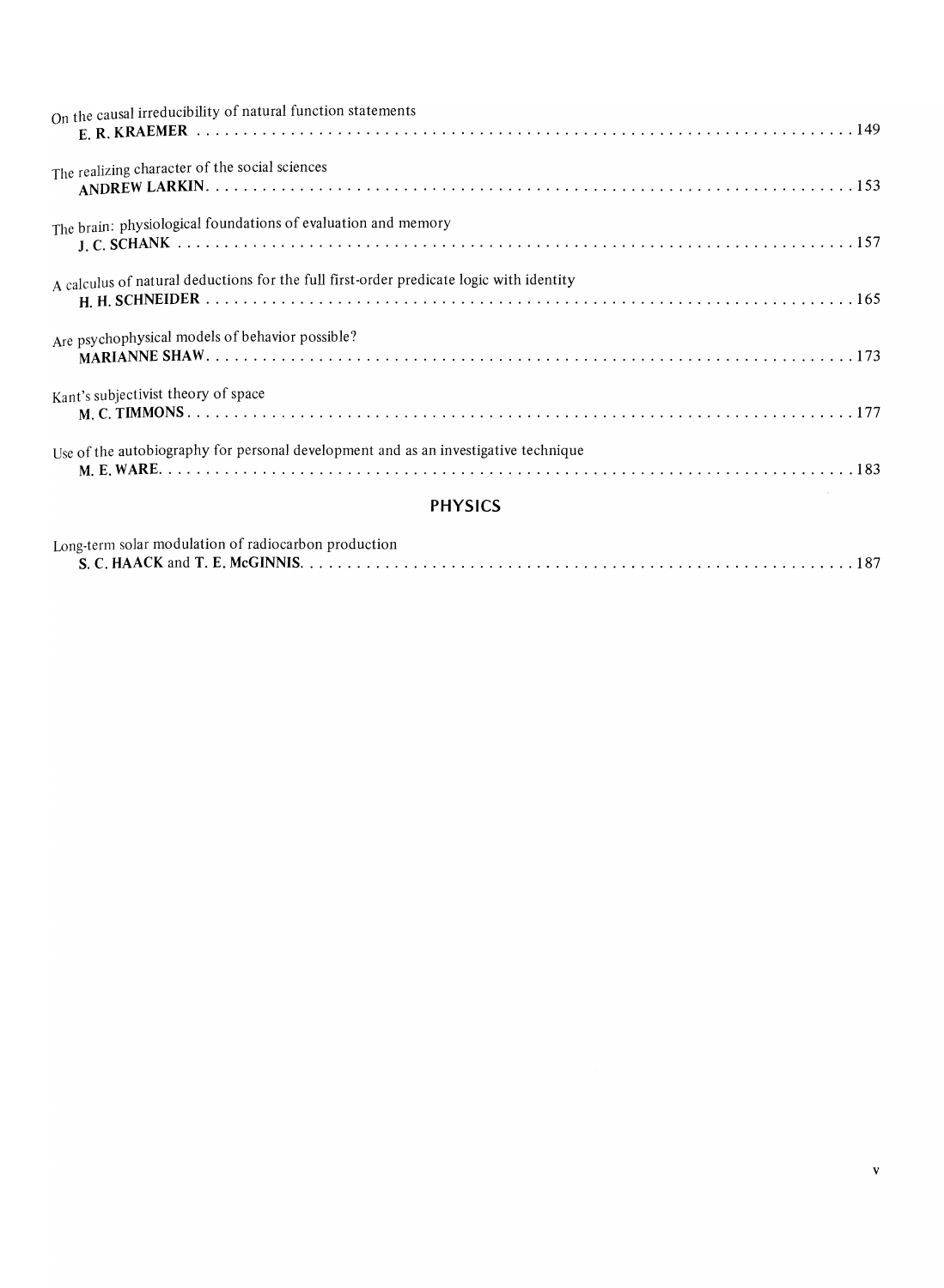On the causal irreducibility of natural function statements
**E. R. KRAEMER** . . . . . . . . . . . . . . . . . . . . . . . . . . . . . . . . . . . . . . . . . . . . . . . . . . . . . . . . . . . . . . . . . . 149

The realizing character of the social sciences
**ANDREW LARKIN** . . . . . . . . . . . . . . . . . . . . . . . . . . . . . . . . . . . . . . . . . . . . . . . . . . . . . . . . . . . . . . . . . 153

The brain: physiological foundations of evaluation and memory
**J. C. SCHANK** . . . . . . . . . . . . . . . . . . . . . . . . . . . . . . . . . . . . . . . . . . . . . . . . . . . . . . . . . . . . . . . . . . . 157

A calculus of natural deductions for the full first-order predicate logic with identity
**H. H. SCHNEIDER** . . . . . . . . . . . . . . . . . . . . . . . . . . . . . . . . . . . . . . . . . . . . . . . . . . . . . . . . . . . . . . . . 165

Are psychophysical models of behavior possible?
**MARIANNE SHAW** . . . . . . . . . . . . . . . . . . . . . . . . . . . . . . . . . . . . . . . . . . . . . . . . . . . . . . . . . . . . . . . . 173

Kant's subjectivist theory of space
**M. C. TIMMONS** . . . . . . . . . . . . . . . . . . . . . . . . . . . . . . . . . . . . . . . . . . . . . . . . . . . . . . . . . . . . . . . . . . 177

Use of the autobiography for personal development and as an investigative technique
**M. E. WARE** . . . . . . . . . . . . . . . . . . . . . . . . . . . . . . . . . . . . . . . . . . . . . . . . . . . . . . . . . . . . . . . . . . . . 183

## PHYSICS

Long-term solar modulation of radiocarbon production
**S. C. HAACK** and **T. E. McGINNIS** . . . . . . . . . . . . . . . . . . . . . . . . . . . . . . . . . . . . . . . . . . . . . . . . . . . . . 187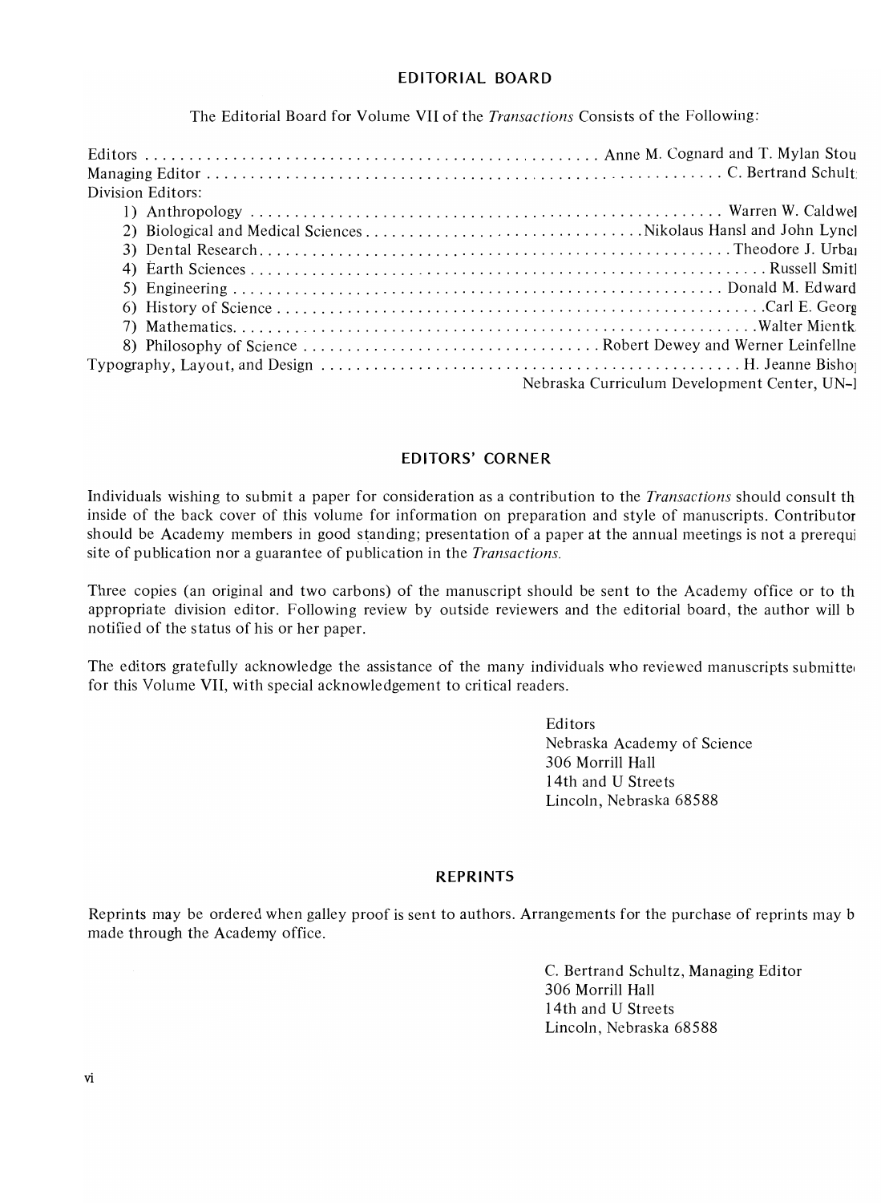## EDITORIAL BOARD

The Editorial Board for Volume VII of the *Transactions* Consists of the Following:

Editors . . . . . . . . . . . . . . . . . . . . . . . . . . . . . . . . . . . . . . . . . . . . . . . . . . . Anne M. Cognard and T. Mylan Stou

Managing Editor . . . . . . . . . . . . . . . . . . . . . . . . . . . . . . . . . . . . . . . . . . . . . . . . . . . C. Bertrand Schult

Division Editors:

1) Anthropology . . . . . . . . . . . . . . . . . . . . . . . . . . . . . . . . . . . . . . . . . . . . . . . . Warren W. Caldwel
2) Biological and Medical Sciences . . . . . . . . . . . . . . . . . . . . . . . . . . . . . . Nikolaus Hansl and John Lyncl
3) Dental Research . . . . . . . . . . . . . . . . . . . . . . . . . . . . . . . . . . . . . . . . . . . . . . . Theodore J. Urbai
4) Earth Sciences . . . . . . . . . . . . . . . . . . . . . . . . . . . . . . . . . . . . . . . . . . . . . . . . . . Russell Smitl
5) Engineering . . . . . . . . . . . . . . . . . . . . . . . . . . . . . . . . . . . . . . . . . . . . . . . . . Donald M. Edward
6) History of Science . . . . . . . . . . . . . . . . . . . . . . . . . . . . . . . . . . . . . . . . . . . . . . . . Carl E. Georg
7) Mathematics . . . . . . . . . . . . . . . . . . . . . . . . . . . . . . . . . . . . . . . . . . . . . . . . . . . Walter Mientk
8) Philosophy of Science . . . . . . . . . . . . . . . . . . . . . . . . . . . . . . . . Robert Dewey and Werner Leinfellne

Typography, Layout, and Design . . . . . . . . . . . . . . . . . . . . . . . . . . . . . . . . . . . . . . . . . . . H. Jeanne Bisho
Nebraska Curriculum Development Center, UN-l

## EDITORS' CORNER

Individuals wishing to submit a paper for consideration as a contribution to the *Transactions* should consult th inside of the back cover of this volume for information on preparation and style of manuscripts. Contributor should be Academy members in good standing; presentation of a paper at the annual meetings is not a prerequi site of publication nor a guarantee of publication in the *Transactions.*

Three copies (an original and two carbons) of the manuscript should be sent to the Academy office or to th appropriate division editor. Following review by outside reviewers and the editorial board, the author will b notified of the status of his or her paper.

The editors gratefully acknowledge the assistance of the many individuals who reviewed manuscripts submitte for this Volume VII, with special acknowledgement to critical readers.

Editors
Nebraska Academy of Science
306 Morrill Hall
14th and U Streets
Lincoln, Nebraska 68588

## REPRINTS

Reprints may be ordered when galley proof is sent to authors. Arrangements for the purchase of reprints may b made through the Academy office.

C. Bertrand Schultz, Managing Editor
306 Morrill Hall
14th and U Streets
Lincoln, Nebraska 68588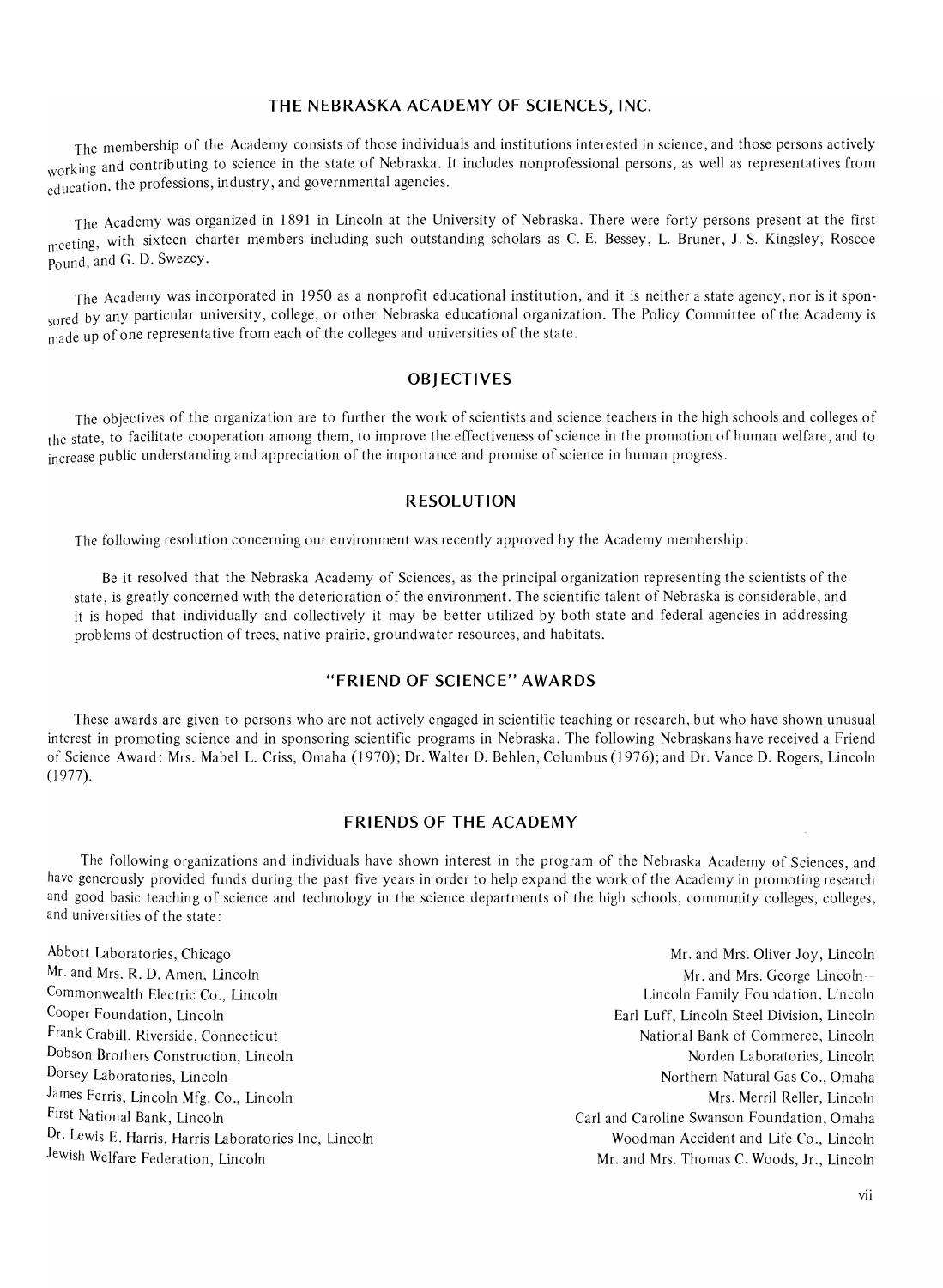# THE NEBRASKA ACADEMY OF SCIENCES, INC.

The membership of the Academy consists of those individuals and institutions interested in science, and those persons actively working and contributing to science in the state of Nebraska. It includes nonprofessional persons, as well as representatives from education, the professions, industry, and governmental agencies.

The Academy was organized in 1891 in Lincoln at the University of Nebraska. There were forty persons present at the first meeting, with sixteen charter members including such outstanding scholars as C. E. Bessey, L. Bruner, J. S. Kingsley, Roscoe Pound, and G. D. Swezey.

The Academy was incorporated in 1950 as a nonprofit educational institution, and it is neither a state agency, nor is it sponsored by any particular university, college, or other Nebraska educational organization. The Policy Committee of the Academy is made up of one representative from each of the colleges and universities of the state.

## OBJECTIVES

The objectives of the organization are to further the work of scientists and science teachers in the high schools and colleges of the state, to facilitate cooperation among them, to improve the effectiveness of science in the promotion of human welfare, and to increase public understanding and appreciation of the importance and promise of science in human progress.

## RESOLUTION

The following resolution concerning our environment was recently approved by the Academy membership:

Be it resolved that the Nebraska Academy of Sciences, as the principal organization representing the scientists of the state, is greatly concerned with the deterioration of the environment. The scientific talent of Nebraska is considerable, and it is hoped that individually and collectively it may be better utilized by both state and federal agencies in addressing problems of destruction of trees, native prairie, groundwater resources, and habitats.

## "FRIEND OF SCIENCE" AWARDS

These awards are given to persons who are not actively engaged in scientific teaching or research, but who have shown unusual interest in promoting science and in sponsoring scientific programs in Nebraska. The following Nebraskans have received a Friend of Science Award: Mrs. Mabel L. Criss, Omaha (1970); Dr. Walter D. Behlen, Columbus (1976); and Dr. Vance D. Rogers, Lincoln (1977).

## FRIENDS OF THE ACADEMY

The following organizations and individuals have shown interest in the program of the Nebraska Academy of Sciences, and have generously provided funds during the past five years in order to help expand the work of the Academy in promoting research and good basic teaching of science and technology in the science departments of the high schools, community colleges, colleges, and universities of the state:

Abbott Laboratories, Chicago
Mr. and Mrs. R. D. Amen, Lincoln
Commonwealth Electric Co., Lincoln
Cooper Foundation, Lincoln
Frank Crabill, Riverside, Connecticut
Dobson Brothers Construction, Lincoln
Dorsey Laboratories, Lincoln
James Ferris, Lincoln Mfg. Co., Lincoln
First National Bank, Lincoln
Dr. Lewis E. Harris, Harris Laboratories Inc, Lincoln
Jewish Welfare Federation, Lincoln
Mr. and Mrs. Oliver Joy, Lincoln
Mr. and Mrs. George Lincoln--
Lincoln Family Foundation, Lincoln
Earl Luff, Lincoln Steel Division, Lincoln
National Bank of Commerce, Lincoln
Norden Laboratories, Lincoln
Northern Natural Gas Co., Omaha
Mrs. Merril Reller, Lincoln
Carl and Caroline Swanson Foundation, Omaha
Woodman Accident and Life Co., Lincoln
Mr. and Mrs. Thomas C. Woods, Jr., Lincoln